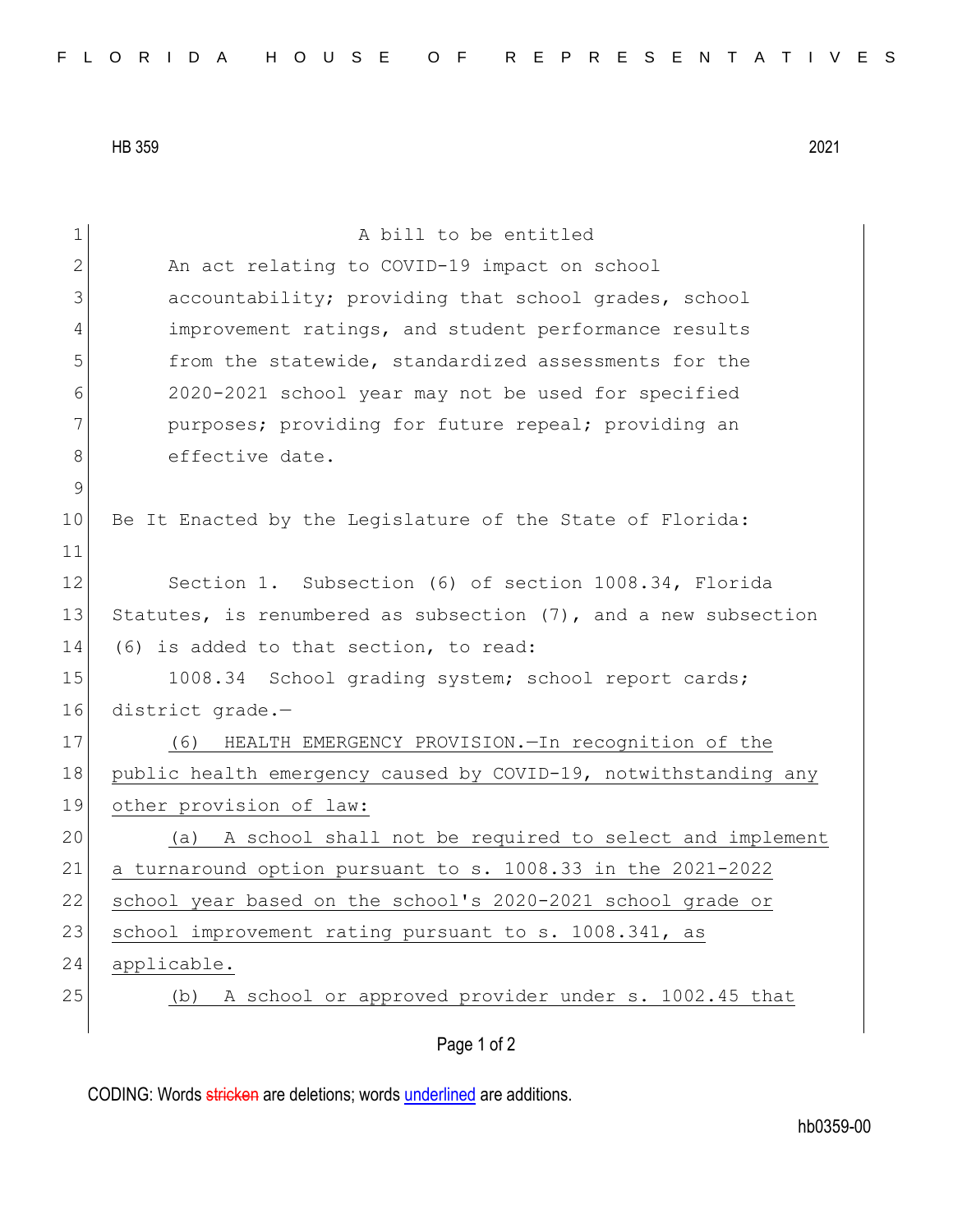HB 359 2021

A bill to be entitled

An act relating to COVID-19 impact on school accountability; providing that school grades, school improvement ratings, and student performance results from the statewide, standardized assessments for the 2020-2021 school year may not be used for specified purposes; providing for future repeal; providing an effective date.

Be It Enacted by the Legislature of the State of Florida:

Section 1. Subsection (6) of section 1008.34, Florida Statutes, is renumbered as subsection (7), and a new subsection (6) is added to that section, to read:

1008.34 School grading system; school report cards; district grade.—

(6) HEALTH EMERGENCY PROVISION.—In recognition of the public health emergency caused by COVID-19, notwithstanding any other provision of law:

(a) A school shall not be required to select and implement a turnaround option pursuant to s. 1008.33 in the 2021-2022 school year based on the school's 2020-2021 school grade or school improvement rating pursuant to s. 1008.341, as applicable.

(b) A school or approved provider under s. 1002.45 that

CODING: Words stricken are deletions; words underlined are additions.

hb0359-00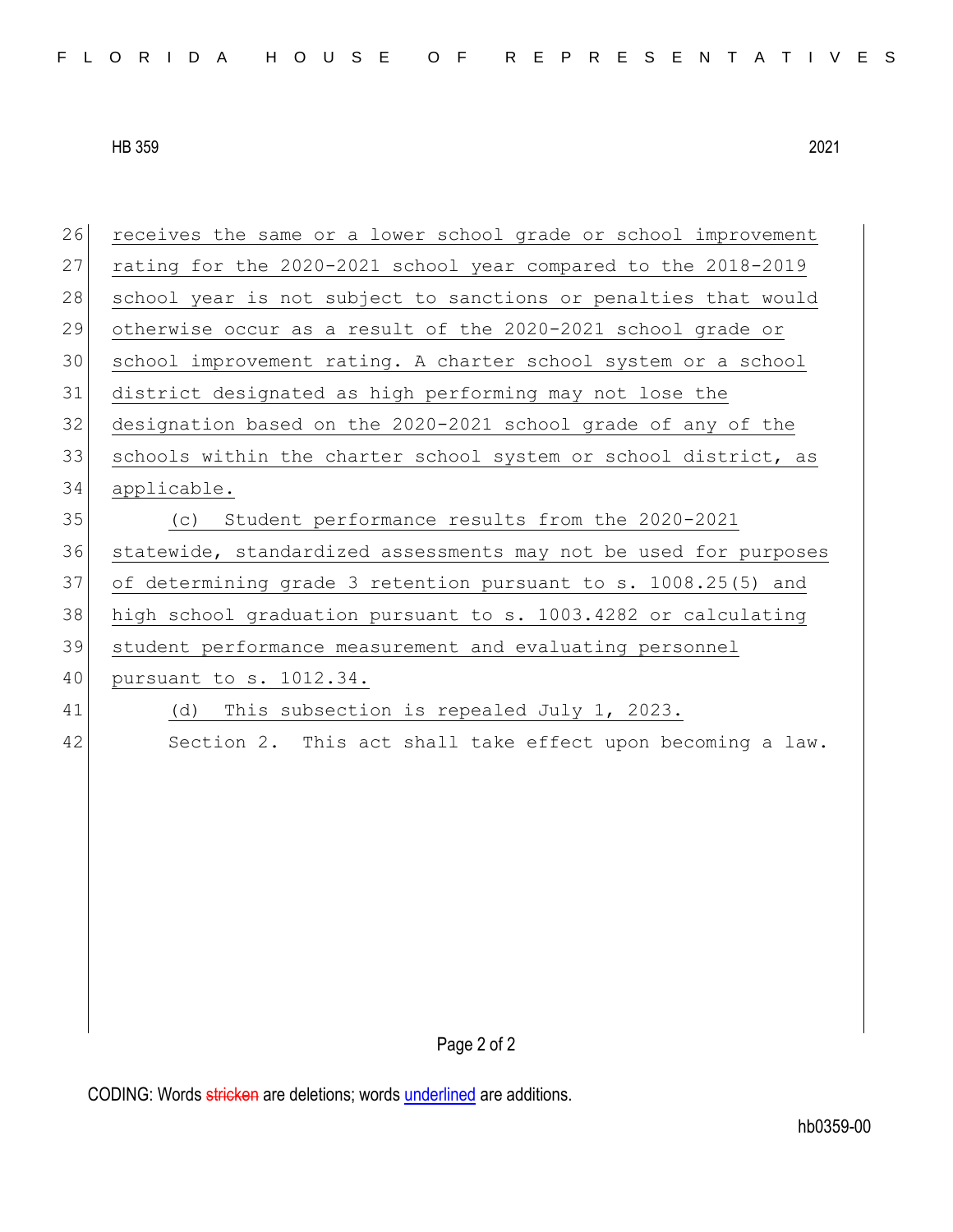receives the same or a lower school grade or school improvement rating for the 2020-2021 school year compared to the 2018-2019 school year is not subject to sanctions or penalties that would otherwise occur as a result of the 2020-2021 school grade or school improvement rating. A charter school system or a school district designated as high performing may not lose the designation based on the 2020-2021 school grade of any of the schools within the charter school system or school district, as applicable.

(c) Student performance results from the 2020-2021 statewide, standardized assessments may not be used for purposes of determining grade 3 retention pursuant to s. 1008.25(5) and high school graduation pursuant to s. 1003.4282 or calculating student performance measurement and evaluating personnel pursuant to s. 1012.34.

(d) This subsection is repealed July 1, 2023.

Section 2. This act shall take effect upon becoming a law.

CODING: Words stricken are deletions; words underlined are additions.